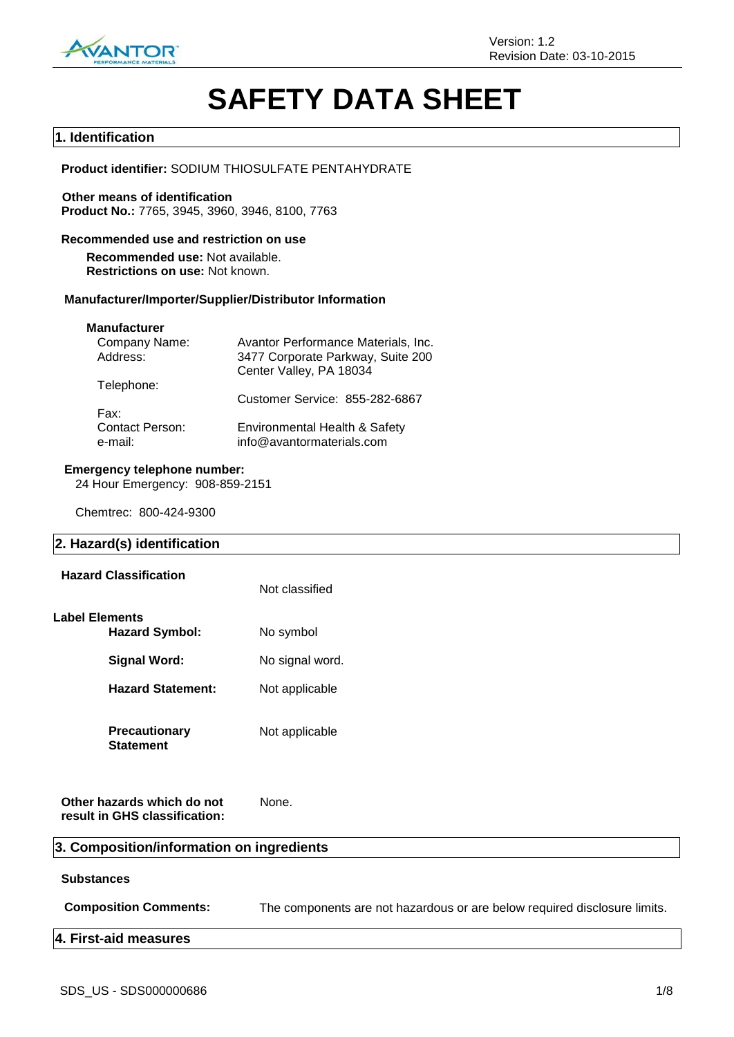Version: 1.2
Revision Date: 03-10-2015

# SAFETY DATA SHEET

## 1. Identification

**Product identifier:** SODIUM THIOSULFATE PENTAHYDRATE

**Other means of identification**
**Product No.:** 7765, 3945, 3960, 3946, 8100, 7763

**Recommended use and restriction on use**

**Recommended use:** Not available.
**Restrictions on use:** Not known.

**Manufacturer/Importer/Supplier/Distributor Information**

**Manufacturer**

| | |
|---|---|
| Company Name: | Avantor Performance Materials, Inc. |
| Address: | 3477 Corporate Parkway, Suite 200<br>Center Valley, PA 18034 |
| Telephone: | Customer Service: 855-282-6867 |
| Fax: | |
| Contact Person: | Environmental Health & Safety |
| e-mail: | info@avantormaterials.com |

**Emergency telephone number:**
24 Hour Emergency: 908-859-2151

Chemtrec: 800-424-9300

## 2. Hazard(s) identification

**Hazard Classification** Not classified

**Label Elements**

| | |
|---|---|
| **Hazard Symbol:** | No symbol |
| **Signal Word:** | No signal word. |
| **Hazard Statement:** | Not applicable |
| **Precautionary Statement** | Not applicable |

**Other hazards which do not result in GHS classification:** None.

## 3. Composition/information on ingredients

**Substances**

**Composition Comments:** The components are not hazardous or are below required disclosure limits.

## 4. First-aid measures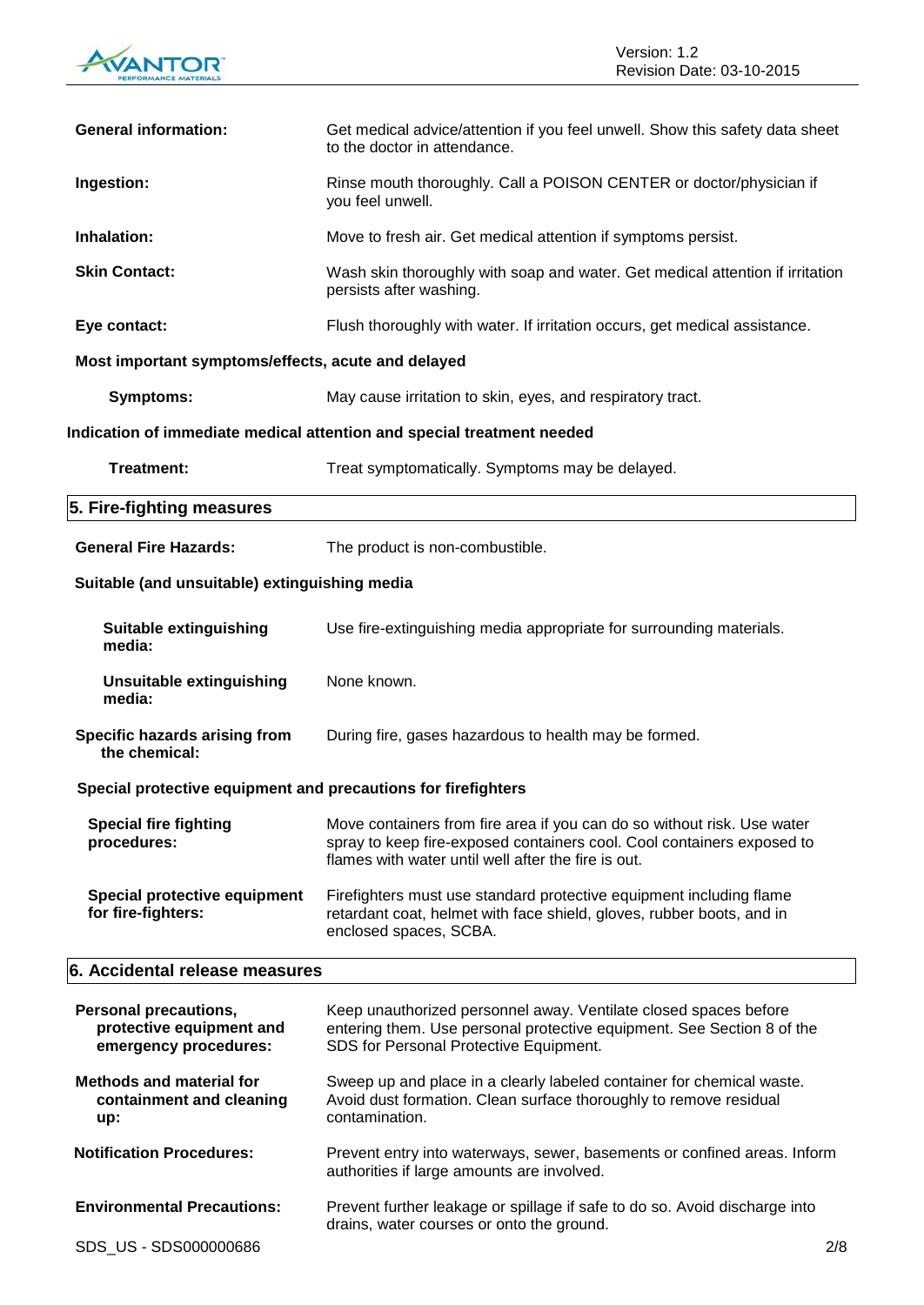| | |
|---|---|
| **General information:** | Get medical advice/attention if you feel unwell. Show this safety data sheet to the doctor in attendance. |
| **Ingestion:** | Rinse mouth thoroughly. Call a POISON CENTER or doctor/physician if you feel unwell. |
| **Inhalation:** | Move to fresh air. Get medical attention if symptoms persist. |
| **Skin Contact:** | Wash skin thoroughly with soap and water. Get medical attention if irritation persists after washing. |
| **Eye contact:** | Flush thoroughly with water. If irritation occurs, get medical assistance. |

**Most important symptoms/effects, acute and delayed**

| | |
|---|---|
| **Symptoms:** | May cause irritation to skin, eyes, and respiratory tract. |

**Indication of immediate medical attention and special treatment needed**

| | |
|---|---|
| **Treatment:** | Treat symptomatically. Symptoms may be delayed. |

## 5. Fire-fighting measures

| | |
|---|---|
| **General Fire Hazards:** | The product is non-combustible. |

**Suitable (and unsuitable) extinguishing media**

| | |
|---|---|
| **Suitable extinguishing media:** | Use fire-extinguishing media appropriate for surrounding materials. |
| **Unsuitable extinguishing media:** | None known. |
| **Specific hazards arising from the chemical:** | During fire, gases hazardous to health may be formed. |

**Special protective equipment and precautions for firefighters**

| | |
|---|---|
| **Special fire fighting procedures:** | Move containers from fire area if you can do so without risk. Use water spray to keep fire-exposed containers cool. Cool containers exposed to flames with water until well after the fire is out. |
| **Special protective equipment for fire-fighters:** | Firefighters must use standard protective equipment including flame retardant coat, helmet with face shield, gloves, rubber boots, and in enclosed spaces, SCBA. |

## 6. Accidental release measures

| | |
|---|---|
| **Personal precautions, protective equipment and emergency procedures:** | Keep unauthorized personnel away. Ventilate closed spaces before entering them. Use personal protective equipment. See Section 8 of the SDS for Personal Protective Equipment. |
| **Methods and material for containment and cleaning up:** | Sweep up and place in a clearly labeled container for chemical waste. Avoid dust formation. Clean surface thoroughly to remove residual contamination. |
| **Notification Procedures:** | Prevent entry into waterways, sewer, basements or confined areas. Inform authorities if large amounts are involved. |
| **Environmental Precautions:** | Prevent further leakage or spillage if safe to do so. Avoid discharge into drains, water courses or onto the ground. |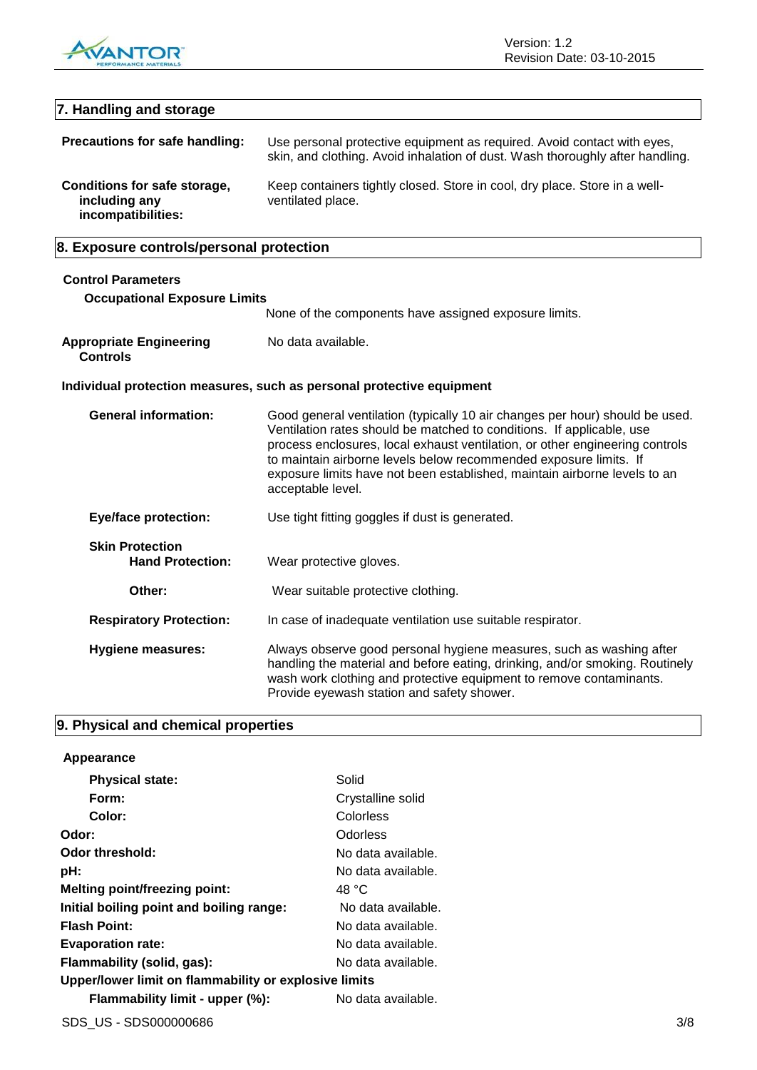## 7. Handling and storage

**Precautions for safe handling:** Use personal protective equipment as required. Avoid contact with eyes, skin, and clothing. Avoid inhalation of dust. Wash thoroughly after handling.

**Conditions for safe storage, including any incompatibilities:** Keep containers tightly closed. Store in cool, dry place. Store in a well-ventilated place.

## 8. Exposure controls/personal protection

**Control Parameters**

**Occupational Exposure Limits**

None of the components have assigned exposure limits.

**Appropriate Engineering Controls:** No data available.

**Individual protection measures, such as personal protective equipment**

**General information:** Good general ventilation (typically 10 air changes per hour) should be used. Ventilation rates should be matched to conditions. If applicable, use process enclosures, local exhaust ventilation, or other engineering controls to maintain airborne levels below recommended exposure limits. If exposure limits have not been established, maintain airborne levels to an acceptable level.

**Eye/face protection:** Use tight fitting goggles if dust is generated.

**Skin Protection**

**Hand Protection:** Wear protective gloves.

**Other:** Wear suitable protective clothing.

**Respiratory Protection:** In case of inadequate ventilation use suitable respirator.

**Hygiene measures:** Always observe good personal hygiene measures, such as washing after handling the material and before eating, drinking, and/or smoking. Routinely wash work clothing and protective equipment to remove contaminants. Provide eyewash station and safety shower.

## 9. Physical and chemical properties

**Appearance**

| | |
|---|---|
| **Physical state:** | Solid |
| **Form:** | Crystalline solid |
| **Color:** | Colorless |
| **Odor:** | Odorless |
| **Odor threshold:** | No data available. |
| **pH:** | No data available. |
| **Melting point/freezing point:** | 48 °C |
| **Initial boiling point and boiling range:** | No data available. |
| **Flash Point:** | No data available. |
| **Evaporation rate:** | No data available. |
| **Flammability (solid, gas):** | No data available. |
| **Upper/lower limit on flammability or explosive limits** | |
| **Flammability limit - upper (%):** | No data available. |

SDS_US - SDS000000686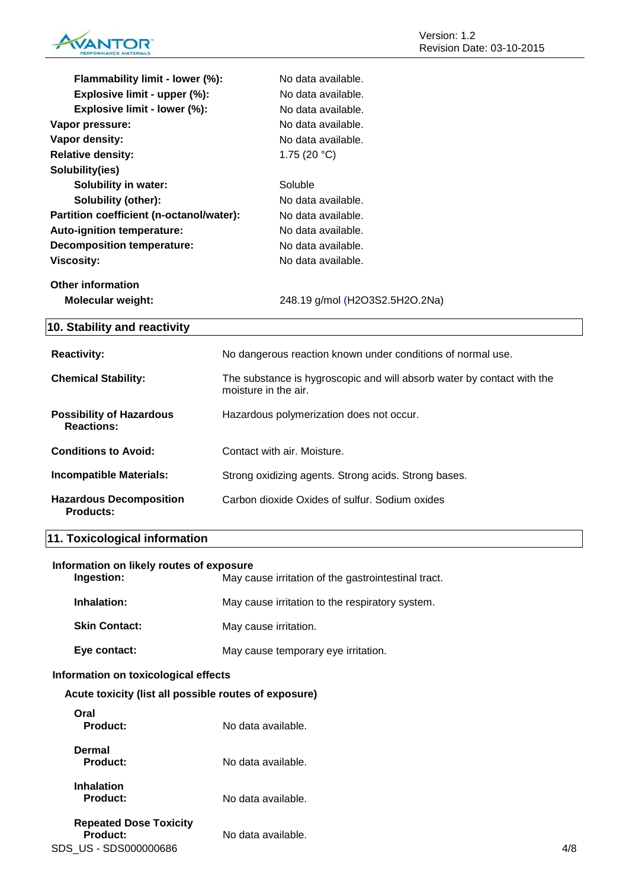| | |
|---|---|
| **Flammability limit - lower (%):** | No data available. |
| **Explosive limit - upper (%):** | No data available. |
| **Explosive limit - lower (%):** | No data available. |
| **Vapor pressure:** | No data available. |
| **Vapor density:** | No data available. |
| **Relative density:** | 1.75 (20 °C) |
| **Solubility(ies)** | |
| **Solubility in water:** | Soluble |
| **Solubility (other):** | No data available. |
| **Partition coefficient (n-octanol/water):** | No data available. |
| **Auto-ignition temperature:** | No data available. |
| **Decomposition temperature:** | No data available. |
| **Viscosity:** | No data available. |

**Other information**

| | |
|---|---|
| **Molecular weight:** | 248.19 g/mol (H2O3S2.5H2O.2Na) |

## 10. Stability and reactivity

| | |
|---|---|
| **Reactivity:** | No dangerous reaction known under conditions of normal use. |
| **Chemical Stability:** | The substance is hygroscopic and will absorb water by contact with the moisture in the air. |
| **Possibility of Hazardous Reactions:** | Hazardous polymerization does not occur. |
| **Conditions to Avoid:** | Contact with air. Moisture. |
| **Incompatible Materials:** | Strong oxidizing agents. Strong acids. Strong bases. |
| **Hazardous Decomposition Products:** | Carbon dioxide Oxides of sulfur. Sodium oxides |

## 11. Toxicological information

**Information on likely routes of exposure**

| | |
|---|---|
| **Ingestion:** | May cause irritation of the gastrointestinal tract. |
| **Inhalation:** | May cause irritation to the respiratory system. |
| **Skin Contact:** | May cause irritation. |
| **Eye contact:** | May cause temporary eye irritation. |

**Information on toxicological effects**

**Acute toxicity (list all possible routes of exposure)**

**Oral**

| | |
|---|---|
| **Product:** | No data available. |

**Dermal**

| | |
|---|---|
| **Product:** | No data available. |

**Inhalation**

| | |
|---|---|
| **Product:** | No data available. |

**Repeated Dose Toxicity**

| | |
|---|---|
| **Product:** | No data available. |

SDS_US - SDS000000686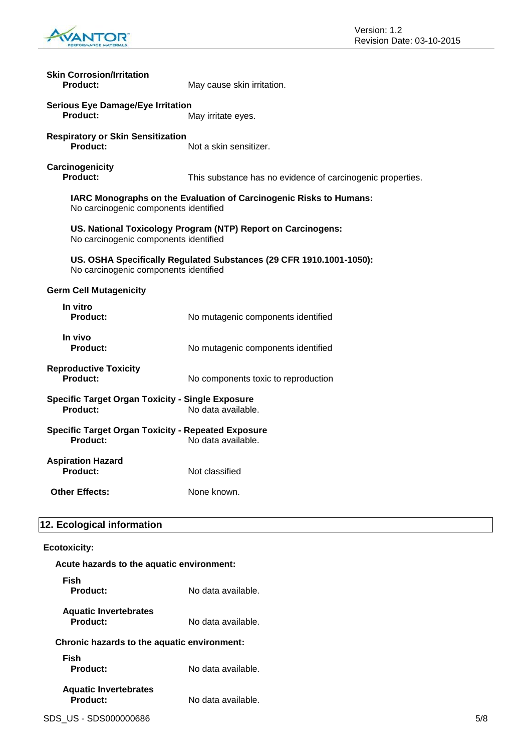**Skin Corrosion/Irritation**

**Product:** May cause skin irritation.

**Serious Eye Damage/Eye Irritation**

**Product:** May irritate eyes.

**Respiratory or Skin Sensitization**

**Product:** Not a skin sensitizer.

**Carcinogenicity**

**Product:** This substance has no evidence of carcinogenic properties.

**IARC Monographs on the Evaluation of Carcinogenic Risks to Humans:**
No carcinogenic components identified

**US. National Toxicology Program (NTP) Report on Carcinogens:**
No carcinogenic components identified

**US. OSHA Specifically Regulated Substances (29 CFR 1910.1001-1050):**
No carcinogenic components identified

**Germ Cell Mutagenicity**

**In vitro**

**Product:** No mutagenic components identified

**In vivo**

**Product:** No mutagenic components identified

**Reproductive Toxicity**

**Product:** No components toxic to reproduction

**Specific Target Organ Toxicity - Single Exposure**

**Product:** No data available.

**Specific Target Organ Toxicity - Repeated Exposure**

**Product:** No data available.

**Aspiration Hazard**

**Product:** Not classified

**Other Effects:** None known.

## 12. Ecological information

**Ecotoxicity:**

**Acute hazards to the aquatic environment:**

**Fish**

**Product:** No data available.

**Aquatic Invertebrates**

**Product:** No data available.

**Chronic hazards to the aquatic environment:**

**Fish**

**Product:** No data available.

**Aquatic Invertebrates**

**Product:** No data available.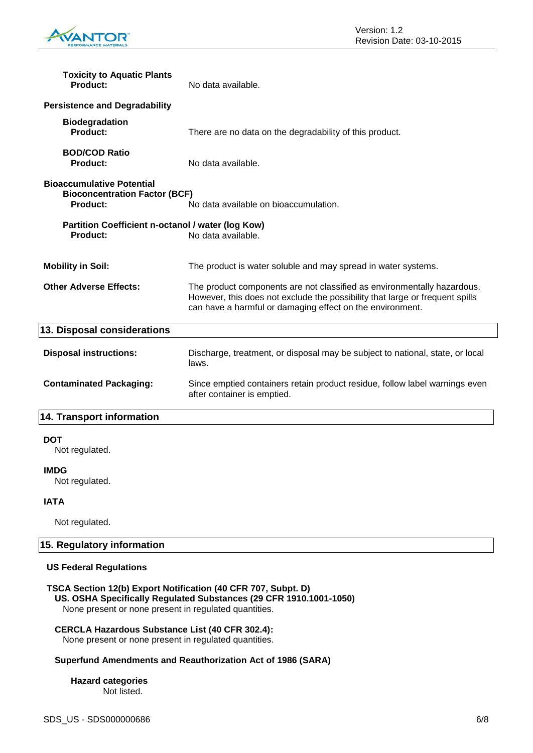**Toxicity to Aquatic Plants**

**Product:** No data available.

**Persistence and Degradability**

**Biodegradation**

**Product:** There are no data on the degradability of this product.

**BOD/COD Ratio**

**Product:** No data available.

**Bioaccumulative Potential**

**Bioconcentration Factor (BCF)**

**Product:** No data available on bioaccumulation.

**Partition Coefficient n-octanol / water (log Kow)**

**Product:** No data available.

**Mobility in Soil:** The product is water soluble and may spread in water systems.

**Other Adverse Effects:** The product components are not classified as environmentally hazardous. However, this does not exclude the possibility that large or frequent spills can have a harmful or damaging effect on the environment.

## 13. Disposal considerations

**Disposal instructions:** Discharge, treatment, or disposal may be subject to national, state, or local laws.

**Contaminated Packaging:** Since emptied containers retain product residue, follow label warnings even after container is emptied.

## 14. Transport information

**DOT**

Not regulated.

**IMDG**

Not regulated.

**IATA**

Not regulated.

## 15. Regulatory information

**US Federal Regulations**

**TSCA Section 12(b) Export Notification (40 CFR 707, Subpt. D)**

**US. OSHA Specifically Regulated Substances (29 CFR 1910.1001-1050)**

None present or none present in regulated quantities.

**CERCLA Hazardous Substance List (40 CFR 302.4):**

None present or none present in regulated quantities.

**Superfund Amendments and Reauthorization Act of 1986 (SARA)**

**Hazard categories**

Not listed.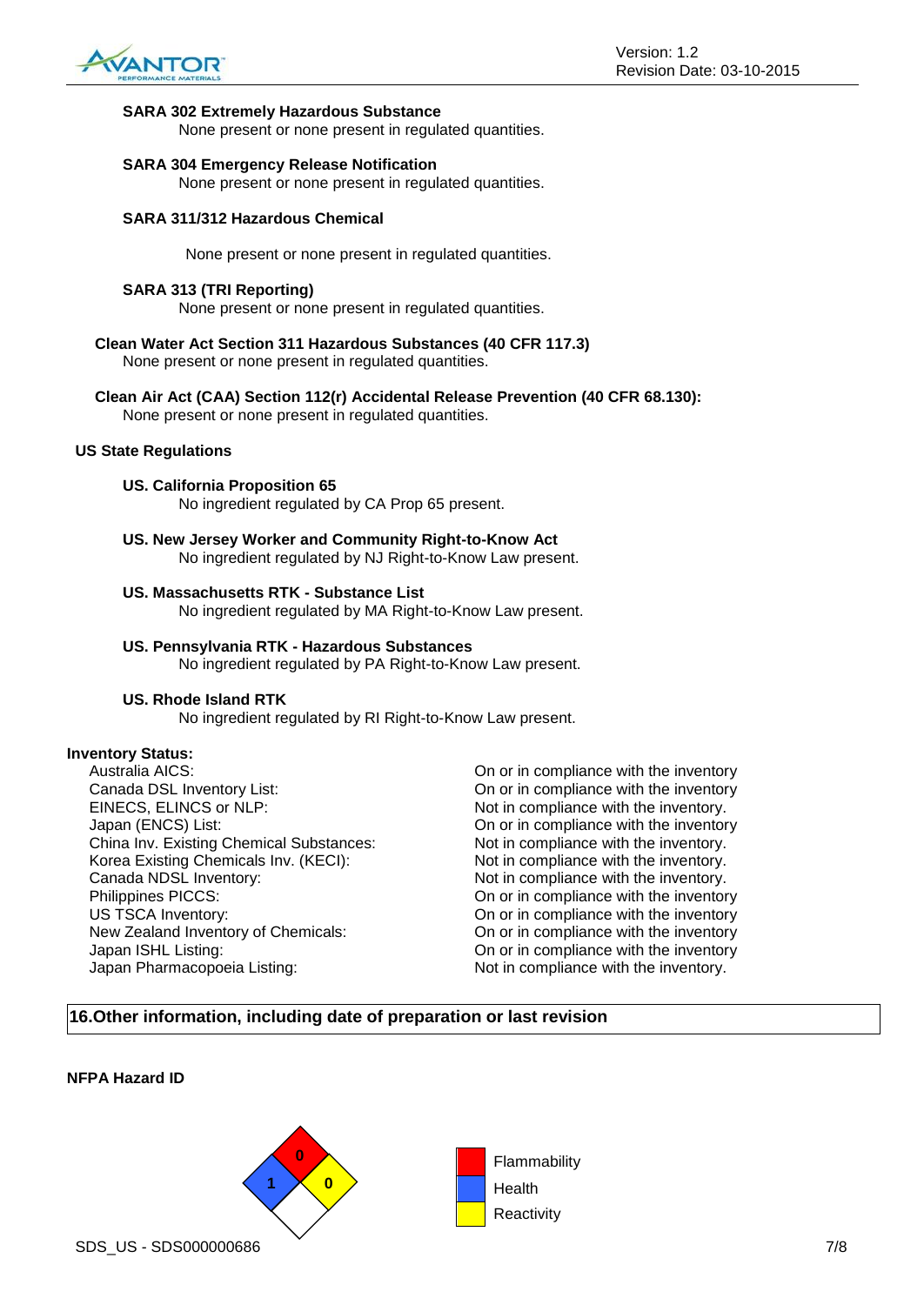**SARA 302 Extremely Hazardous Substance**

None present or none present in regulated quantities.

**SARA 304 Emergency Release Notification**

None present or none present in regulated quantities.

**SARA 311/312 Hazardous Chemical**

None present or none present in regulated quantities.

**SARA 313 (TRI Reporting)**

None present or none present in regulated quantities.

**Clean Water Act Section 311 Hazardous Substances (40 CFR 117.3)**

None present or none present in regulated quantities.

**Clean Air Act (CAA) Section 112(r) Accidental Release Prevention (40 CFR 68.130):**

None present or none present in regulated quantities.

**US State Regulations**

**US. California Proposition 65**

No ingredient regulated by CA Prop 65 present.

**US. New Jersey Worker and Community Right-to-Know Act**

No ingredient regulated by NJ Right-to-Know Law present.

**US. Massachusetts RTK - Substance List**

No ingredient regulated by MA Right-to-Know Law present.

**US. Pennsylvania RTK - Hazardous Substances**

No ingredient regulated by PA Right-to-Know Law present.

**US. Rhode Island RTK**

No ingredient regulated by RI Right-to-Know Law present.

**Inventory Status:**

| | |
|---|---|
| Australia AICS: | On or in compliance with the inventory |
| Canada DSL Inventory List: | On or in compliance with the inventory |
| EINECS, ELINCS or NLP: | Not in compliance with the inventory. |
| Japan (ENCS) List: | On or in compliance with the inventory |
| China Inv. Existing Chemical Substances: | Not in compliance with the inventory. |
| Korea Existing Chemicals Inv. (KECI): | Not in compliance with the inventory. |
| Canada NDSL Inventory: | Not in compliance with the inventory. |
| Philippines PICCS: | On or in compliance with the inventory |
| US TSCA Inventory: | On or in compliance with the inventory |
| New Zealand Inventory of Chemicals: | On or in compliance with the inventory |
| Japan ISHL Listing: | On or in compliance with the inventory |
| Japan Pharmacopoeia Listing: | Not in compliance with the inventory. |

## 16.Other information, including date of preparation or last revision

**NFPA Hazard ID**

| Hazard | Rating |
|---|---|
| Flammability | 0 |
| Health | 1 |
| Reactivity | 0 |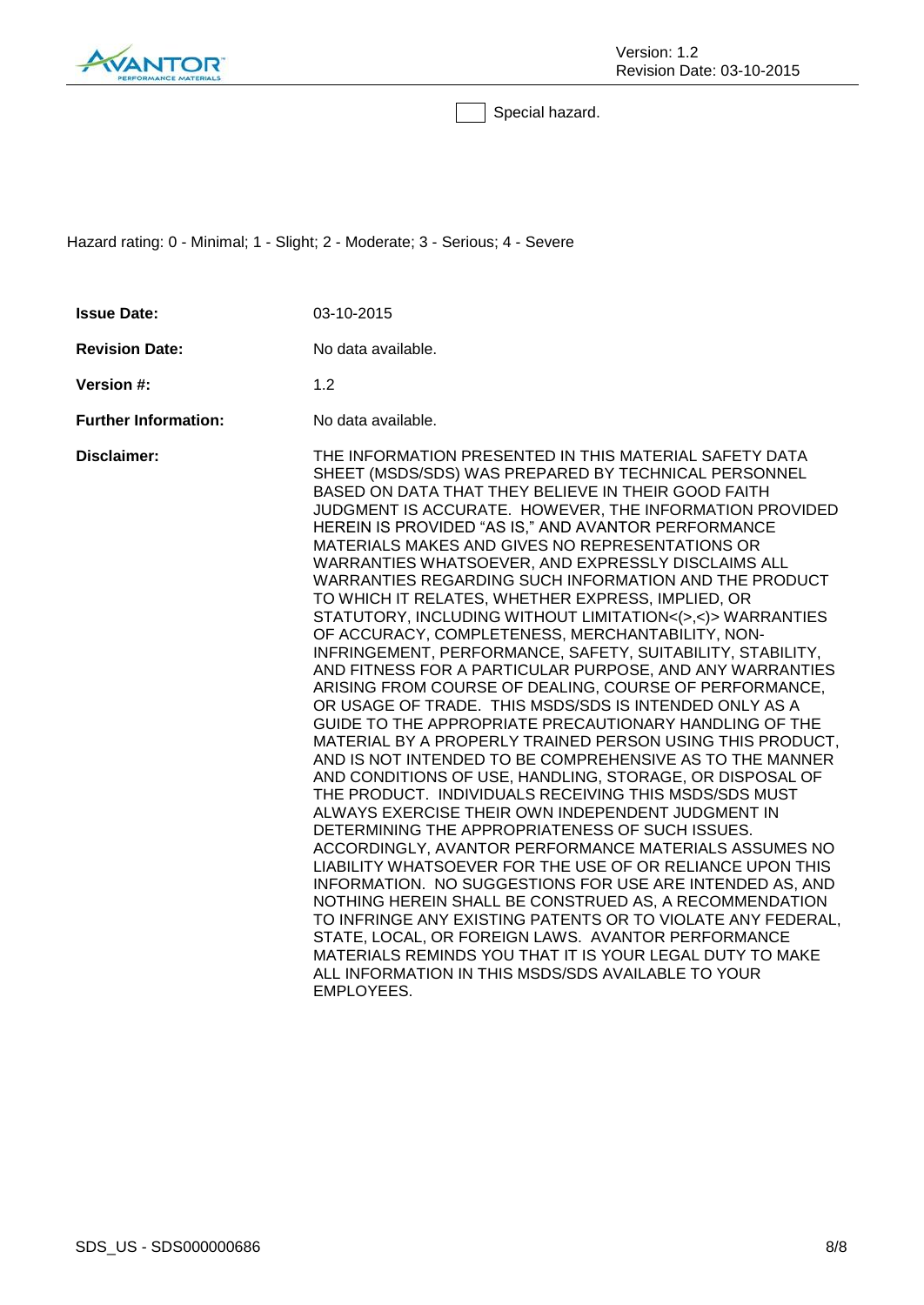☐ Special hazard.

Hazard rating: 0 - Minimal; 1 - Slight; 2 - Moderate; 3 - Serious; 4 - Severe

| | |
|---|---|
| **Issue Date:** | 03-10-2015 |
| **Revision Date:** | No data available. |
| **Version #:** | 1.2 |
| **Further Information:** | No data available. |
| **Disclaimer:** | THE INFORMATION PRESENTED IN THIS MATERIAL SAFETY DATA SHEET (MSDS/SDS) WAS PREPARED BY TECHNICAL PERSONNEL BASED ON DATA THAT THEY BELIEVE IN THEIR GOOD FAITH JUDGMENT IS ACCURATE. HOWEVER, THE INFORMATION PROVIDED HEREIN IS PROVIDED "AS IS," AND AVANTOR PERFORMANCE MATERIALS MAKES AND GIVES NO REPRESENTATIONS OR WARRANTIES WHATSOEVER, AND EXPRESSLY DISCLAIMS ALL WARRANTIES REGARDING SUCH INFORMATION AND THE PRODUCT TO WHICH IT RELATES, WHETHER EXPRESS, IMPLIED, OR STATUTORY, INCLUDING WITHOUT LIMITATION<(>,<)> WARRANTIES OF ACCURACY, COMPLETENESS, MERCHANTABILITY, NON-INFRINGEMENT, PERFORMANCE, SAFETY, SUITABILITY, STABILITY, AND FITNESS FOR A PARTICULAR PURPOSE, AND ANY WARRANTIES ARISING FROM COURSE OF DEALING, COURSE OF PERFORMANCE, OR USAGE OF TRADE. THIS MSDS/SDS IS INTENDED ONLY AS A GUIDE TO THE APPROPRIATE PRECAUTIONARY HANDLING OF THE MATERIAL BY A PROPERLY TRAINED PERSON USING THIS PRODUCT, AND IS NOT INTENDED TO BE COMPREHENSIVE AS TO THE MANNER AND CONDITIONS OF USE, HANDLING, STORAGE, OR DISPOSAL OF THE PRODUCT. INDIVIDUALS RECEIVING THIS MSDS/SDS MUST ALWAYS EXERCISE THEIR OWN INDEPENDENT JUDGMENT IN DETERMINING THE APPROPRIATENESS OF SUCH ISSUES. ACCORDINGLY, AVANTOR PERFORMANCE MATERIALS ASSUMES NO LIABILITY WHATSOEVER FOR THE USE OF OR RELIANCE UPON THIS INFORMATION. NO SUGGESTIONS FOR USE ARE INTENDED AS, AND NOTHING HEREIN SHALL BE CONSTRUED AS, A RECOMMENDATION TO INFRINGE ANY EXISTING PATENTS OR TO VIOLATE ANY FEDERAL, STATE, LOCAL, OR FOREIGN LAWS. AVANTOR PERFORMANCE MATERIALS REMINDS YOU THAT IT IS YOUR LEGAL DUTY TO MAKE ALL INFORMATION IN THIS MSDS/SDS AVAILABLE TO YOUR EMPLOYEES. |